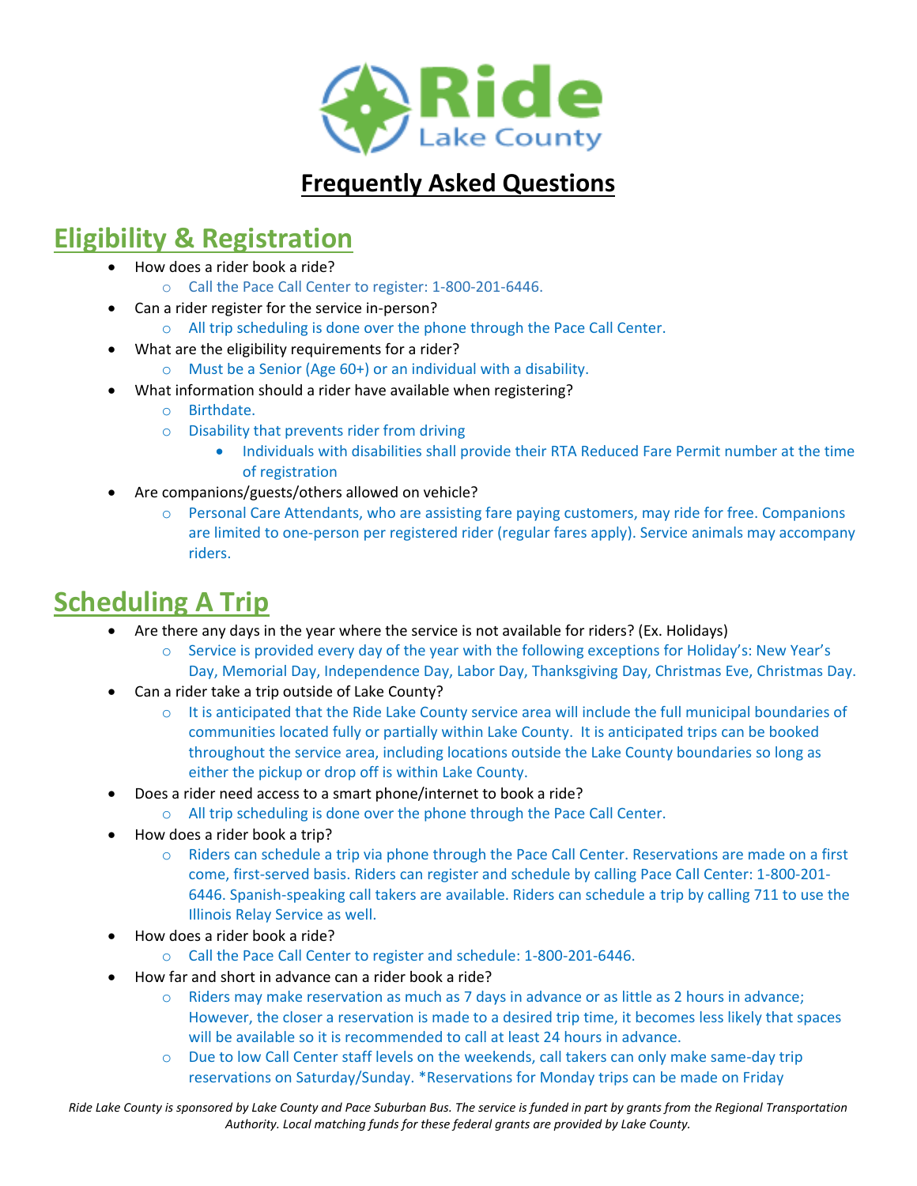# Ride Lake County

## Frequently Asked Questions

## Eligibility & Registration

- How does a rider book a ride?
  - Call the Pace Call Center to register: 1-800-201-6446.
- Can a rider register for the service in-person?
  - All trip scheduling is done over the phone through the Pace Call Center.
- What are the eligibility requirements for a rider?
  - Must be a Senior (Age 60+) or an individual with a disability.
- What information should a rider have available when registering?
  - Birthdate.
  - Disability that prevents rider from driving
    - Individuals with disabilities shall provide their RTA Reduced Fare Permit number at the time of registration
- Are companions/guests/others allowed on vehicle?
  - Personal Care Attendants, who are assisting fare paying customers, may ride for free. Companions are limited to one-person per registered rider (regular fares apply). Service animals may accompany riders.

## Scheduling A Trip

- Are there any days in the year where the service is not available for riders? (Ex. Holidays)
  - Service is provided every day of the year with the following exceptions for Holiday's: New Year's Day, Memorial Day, Independence Day, Labor Day, Thanksgiving Day, Christmas Eve, Christmas Day.
- Can a rider take a trip outside of Lake County?
  - It is anticipated that the Ride Lake County service area will include the full municipal boundaries of communities located fully or partially within Lake County. It is anticipated trips can be booked throughout the service area, including locations outside the Lake County boundaries so long as either the pickup or drop off is within Lake County.
- Does a rider need access to a smart phone/internet to book a ride?
  - All trip scheduling is done over the phone through the Pace Call Center.
- How does a rider book a trip?
  - Riders can schedule a trip via phone through the Pace Call Center. Reservations are made on a first come, first-served basis. Riders can register and schedule by calling Pace Call Center: 1-800-201-6446. Spanish-speaking call takers are available. Riders can schedule a trip by calling 711 to use the Illinois Relay Service as well.
- How does a rider book a ride?
  - Call the Pace Call Center to register and schedule: 1-800-201-6446.
- How far and short in advance can a rider book a ride?
  - Riders may make reservation as much as 7 days in advance or as little as 2 hours in advance; However, the closer a reservation is made to a desired trip time, it becomes less likely that spaces will be available so it is recommended to call at least 24 hours in advance.
  - Due to low Call Center staff levels on the weekends, call takers can only make same-day trip reservations on Saturday/Sunday. *Reservations for Monday trips can be made on Friday

*Ride Lake County is sponsored by Lake County and Pace Suburban Bus. The service is funded in part by grants from the Regional Transportation Authority. Local matching funds for these federal grants are provided by Lake County.*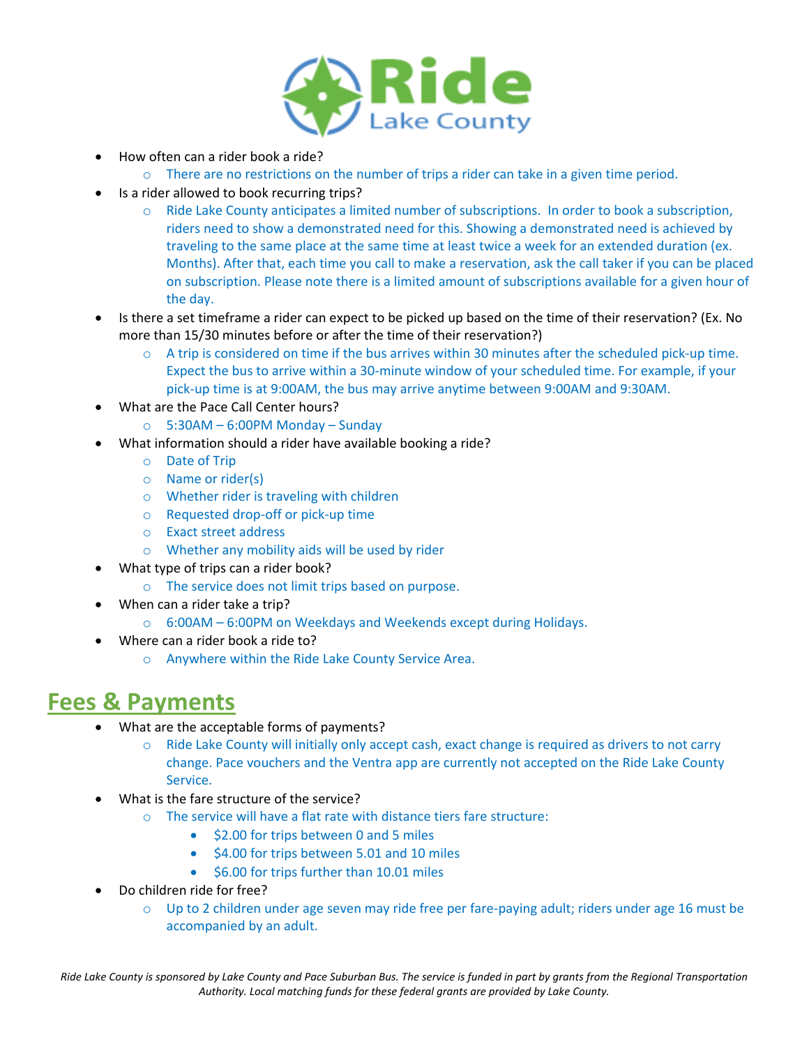- How often can a rider book a ride?
  - There are no restrictions on the number of trips a rider can take in a given time period.
- Is a rider allowed to book recurring trips?
  - Ride Lake County anticipates a limited number of subscriptions. In order to book a subscription, riders need to show a demonstrated need for this. Showing a demonstrated need is achieved by traveling to the same place at the same time at least twice a week for an extended duration (ex. Months). After that, each time you call to make a reservation, ask the call taker if you can be placed on subscription. Please note there is a limited amount of subscriptions available for a given hour of the day.
- Is there a set timeframe a rider can expect to be picked up based on the time of their reservation? (Ex. No more than 15/30 minutes before or after the time of their reservation?)
  - A trip is considered on time if the bus arrives within 30 minutes after the scheduled pick-up time. Expect the bus to arrive within a 30-minute window of your scheduled time. For example, if your pick-up time is at 9:00AM, the bus may arrive anytime between 9:00AM and 9:30AM.
- What are the Pace Call Center hours?
  - 5:30AM – 6:00PM Monday – Sunday
- What information should a rider have available booking a ride?
  - Date of Trip
  - Name or rider(s)
  - Whether rider is traveling with children
  - Requested drop-off or pick-up time
  - Exact street address
  - Whether any mobility aids will be used by rider
- What type of trips can a rider book?
  - The service does not limit trips based on purpose.
- When can a rider take a trip?
  - 6:00AM – 6:00PM on Weekdays and Weekends except during Holidays.
- Where can a rider book a ride to?
  - Anywhere within the Ride Lake County Service Area.

## Fees & Payments

- What are the acceptable forms of payments?
  - Ride Lake County will initially only accept cash, exact change is required as drivers to not carry change. Pace vouchers and the Ventra app are currently not accepted on the Ride Lake County Service.
- What is the fare structure of the service?
  - The service will have a flat rate with distance tiers fare structure:
    - $2.00 for trips between 0 and 5 miles
    - $4.00 for trips between 5.01 and 10 miles
    - $6.00 for trips further than 10.01 miles
- Do children ride for free?
  - Up to 2 children under age seven may ride free per fare-paying adult; riders under age 16 must be accompanied by an adult.

*Ride Lake County is sponsored by Lake County and Pace Suburban Bus. The service is funded in part by grants from the Regional Transportation Authority. Local matching funds for these federal grants are provided by Lake County.*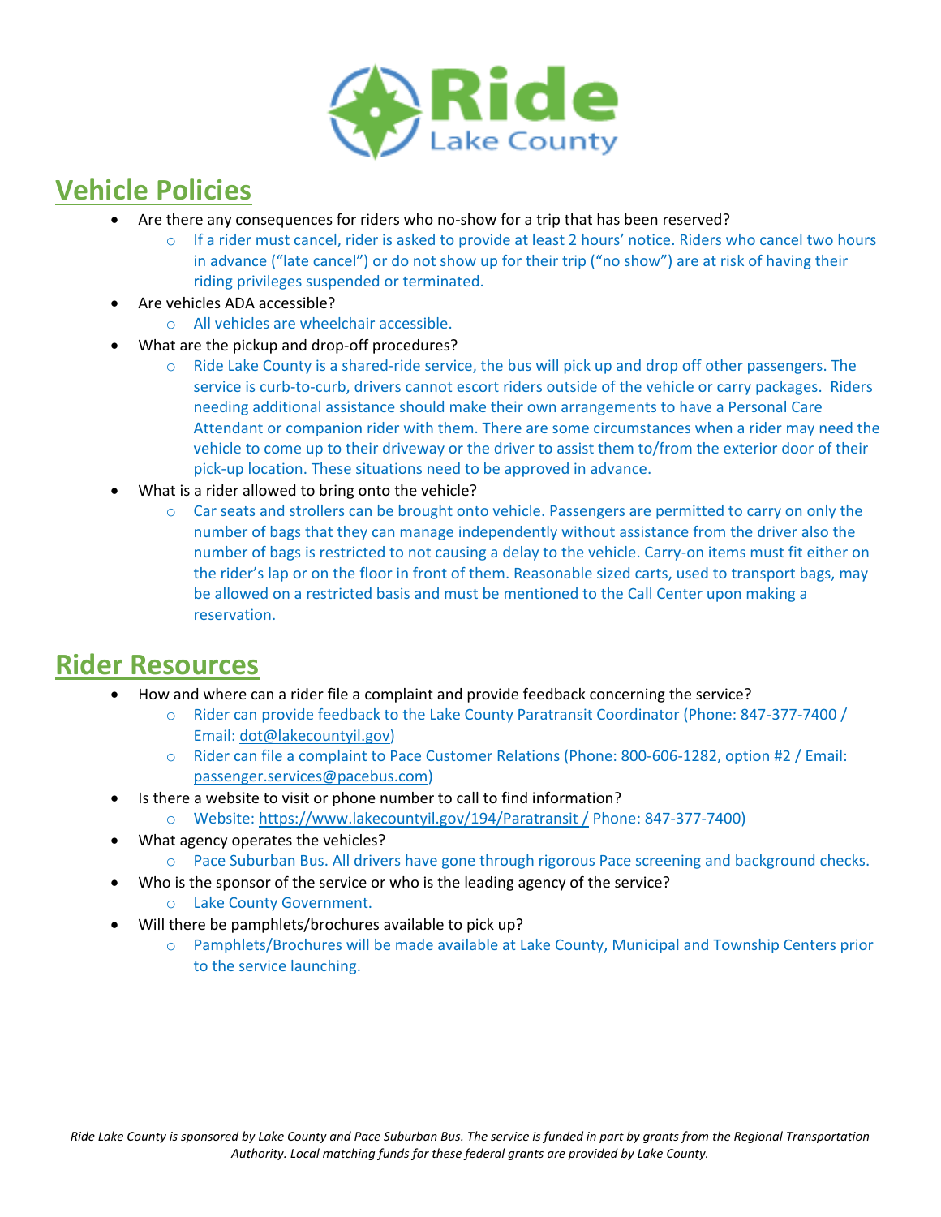## Vehicle Policies

- Are there any consequences for riders who no-show for a trip that has been reserved?
  - If a rider must cancel, rider is asked to provide at least 2 hours' notice. Riders who cancel two hours in advance ("late cancel") or do not show up for their trip ("no show") are at risk of having their riding privileges suspended or terminated.
- Are vehicles ADA accessible?
  - All vehicles are wheelchair accessible.
- What are the pickup and drop-off procedures?
  - Ride Lake County is a shared-ride service, the bus will pick up and drop off other passengers. The service is curb-to-curb, drivers cannot escort riders outside of the vehicle or carry packages. Riders needing additional assistance should make their own arrangements to have a Personal Care Attendant or companion rider with them. There are some circumstances when a rider may need the vehicle to come up to their driveway or the driver to assist them to/from the exterior door of their pick-up location. These situations need to be approved in advance.
- What is a rider allowed to bring onto the vehicle?
  - Car seats and strollers can be brought onto vehicle. Passengers are permitted to carry on only the number of bags that they can manage independently without assistance from the driver also the number of bags is restricted to not causing a delay to the vehicle. Carry-on items must fit either on the rider's lap or on the floor in front of them. Reasonable sized carts, used to transport bags, may be allowed on a restricted basis and must be mentioned to the Call Center upon making a reservation.

## Rider Resources

- How and where can a rider file a complaint and provide feedback concerning the service?
  - Rider can provide feedback to the Lake County Paratransit Coordinator (Phone: 847-377-7400 / Email: dot@lakecountyil.gov)
  - Rider can file a complaint to Pace Customer Relations (Phone: 800-606-1282, option #2 / Email: passenger.services@pacebus.com)
- Is there a website to visit or phone number to call to find information?
  - Website: https://www.lakecountyil.gov/194/Paratransit / Phone: 847-377-7400)
- What agency operates the vehicles?
  - Pace Suburban Bus. All drivers have gone through rigorous Pace screening and background checks.
- Who is the sponsor of the service or who is the leading agency of the service?
  - Lake County Government.
- Will there be pamphlets/brochures available to pick up?
  - Pamphlets/Brochures will be made available at Lake County, Municipal and Township Centers prior to the service launching.

*Ride Lake County is sponsored by Lake County and Pace Suburban Bus. The service is funded in part by grants from the Regional Transportation Authority. Local matching funds for these federal grants are provided by Lake County.*